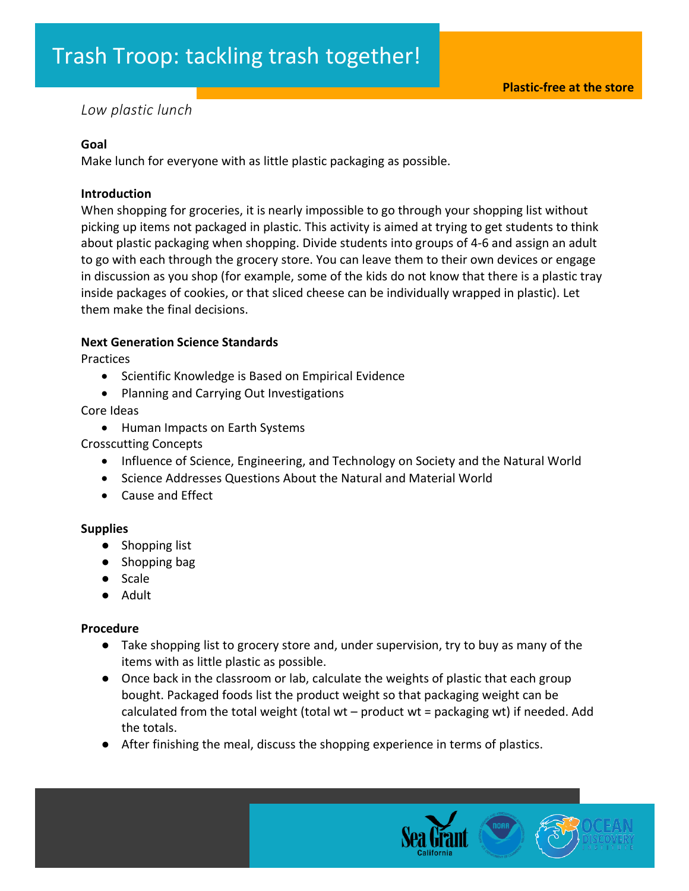# Trash Troop: tackling trash together!

**Plastic-free at the store**

*Low plastic lunch*

**Goal**

Make lunch for everyone with as little plastic packaging as possible.

**Introduction**

When shopping for groceries, it is nearly impossible to go through your shopping list without picking up items not packaged in plastic. This activity is aimed at trying to get students to think about plastic packaging when shopping. Divide students into groups of 4-6 and assign an adult to go with each through the grocery store. You can leave them to their own devices or engage in discussion as you shop (for example, some of the kids do not know that there is a plastic tray inside packages of cookies, or that sliced cheese can be individually wrapped in plastic). Let them make the final decisions.

**Next Generation Science Standards**

Practices

- Scientific Knowledge is Based on Empirical Evidence
- Planning and Carrying Out Investigations

Core Ideas

- Human Impacts on Earth Systems

Crosscutting Concepts

- Influence of Science, Engineering, and Technology on Society and the Natural World
- Science Addresses Questions About the Natural and Material World
- Cause and Effect

**Supplies**

- Shopping list
- Shopping bag
- Scale
- Adult

**Procedure**

- Take shopping list to grocery store and, under supervision, try to buy as many of the items with as little plastic as possible.
- Once back in the classroom or lab, calculate the weights of plastic that each group bought. Packaged foods list the product weight so that packaging weight can be calculated from the total weight (total wt – product wt = packaging wt) if needed. Add the totals.
- After finishing the meal, discuss the shopping experience in terms of plastics.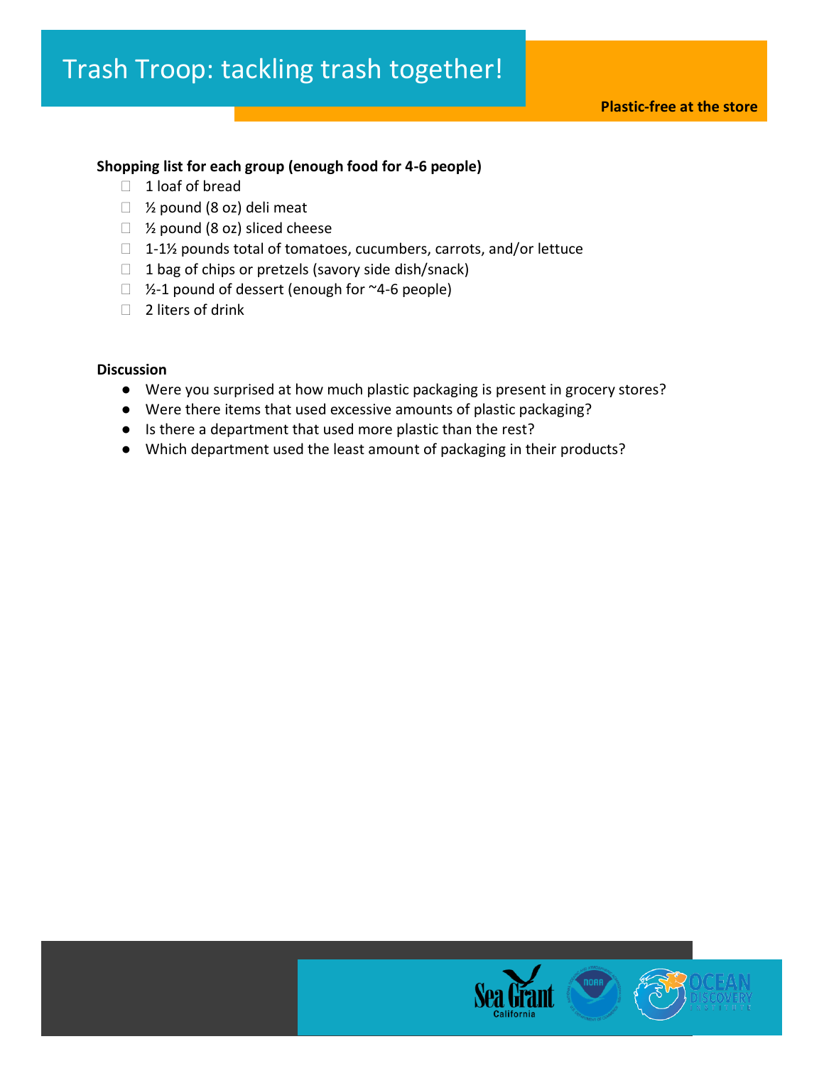# Trash Troop: tackling trash together!

**Plastic-free at the store**

**Shopping list for each group (enough food for 4-6 people)**

- ☐ 1 loaf of bread
- ☐ ½ pound (8 oz) deli meat
- ☐ ½ pound (8 oz) sliced cheese
- ☐ 1-1½ pounds total of tomatoes, cucumbers, carrots, and/or lettuce
- ☐ 1 bag of chips or pretzels (savory side dish/snack)
- ☐ ½-1 pound of dessert (enough for ~4-6 people)
- ☐ 2 liters of drink

**Discussion**

- Were you surprised at how much plastic packaging is present in grocery stores?
- Were there items that used excessive amounts of plastic packaging?
- Is there a department that used more plastic than the rest?
- Which department used the least amount of packaging in their products?